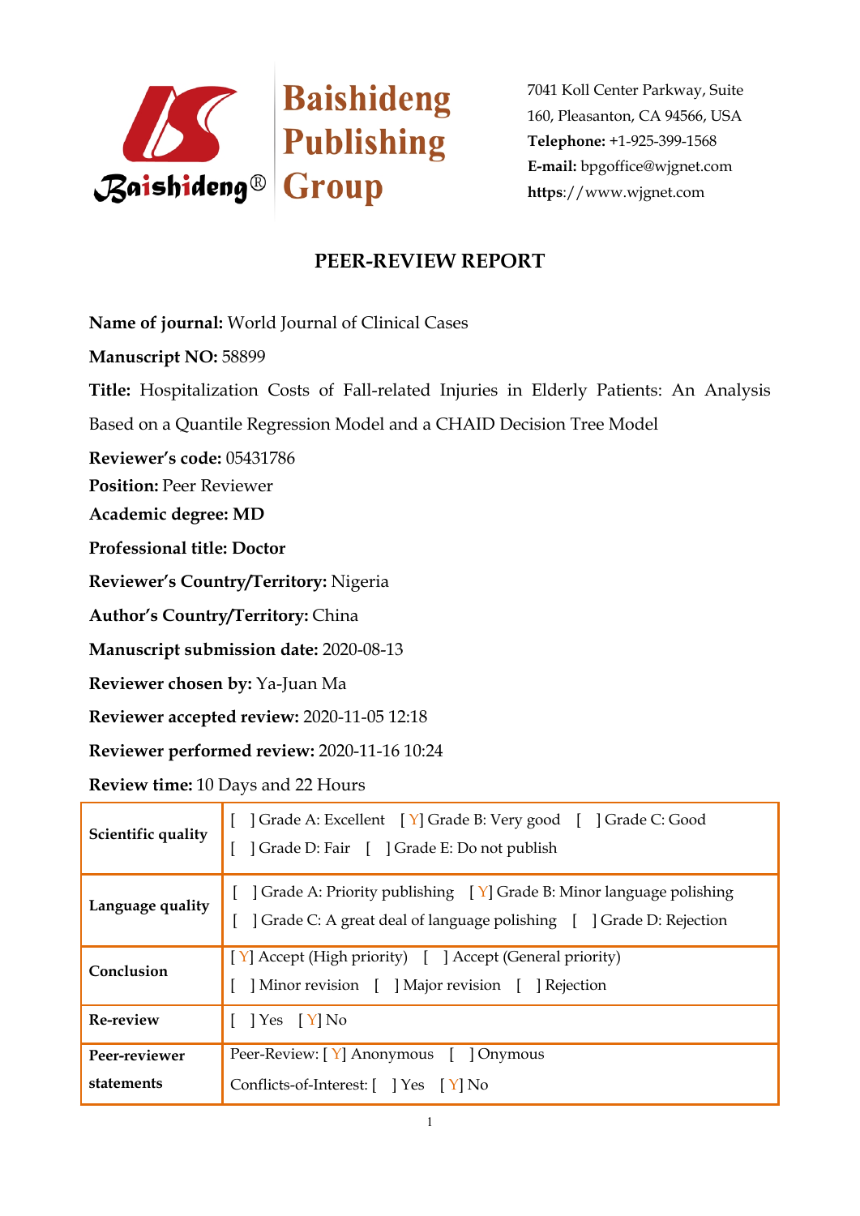Baishideng Publishing Group

7041 Koll Center Parkway, Suite 160, Pleasanton, CA 94566, USA
**Telephone:** +1-925-399-1568
**E-mail:** bpgoffice@wjgnet.com
**https**://www.wjgnet.com

# PEER-REVIEW REPORT

**Name of journal:** World Journal of Clinical Cases

**Manuscript NO:** 58899

**Title:** Hospitalization Costs of Fall-related Injuries in Elderly Patients: An Analysis Based on a Quantile Regression Model and a CHAID Decision Tree Model

**Reviewer's code:** 05431786

**Position:** Peer Reviewer

**Academic degree: MD**

**Professional title: Doctor**

**Reviewer's Country/Territory:** Nigeria

**Author's Country/Territory:** China

**Manuscript submission date:** 2020-08-13

**Reviewer chosen by:** Ya-Juan Ma

**Reviewer accepted review:** 2020-11-05 12:18

**Reviewer performed review:** 2020-11-16 10:24

**Review time:** 10 Days and 22 Hours

| | |
|---|---|
| **Scientific quality** | [ ] Grade A: Excellent [ Y] Grade B: Very good [ ] Grade C: Good<br>[ ] Grade D: Fair [ ] Grade E: Do not publish |
| **Language quality** | [ ] Grade A: Priority publishing [ Y] Grade B: Minor language polishing<br>[ ] Grade C: A great deal of language polishing [ ] Grade D: Rejection |
| **Conclusion** | [ Y] Accept (High priority) [ ] Accept (General priority)<br>[ ] Minor revision [ ] Major revision [ ] Rejection |
| **Re-review** | [ ] Yes [ Y] No |
| **Peer-reviewer statements** | Peer-Review: [ Y] Anonymous [ ] Onymous<br>Conflicts-of-Interest: [ ] Yes [ Y] No |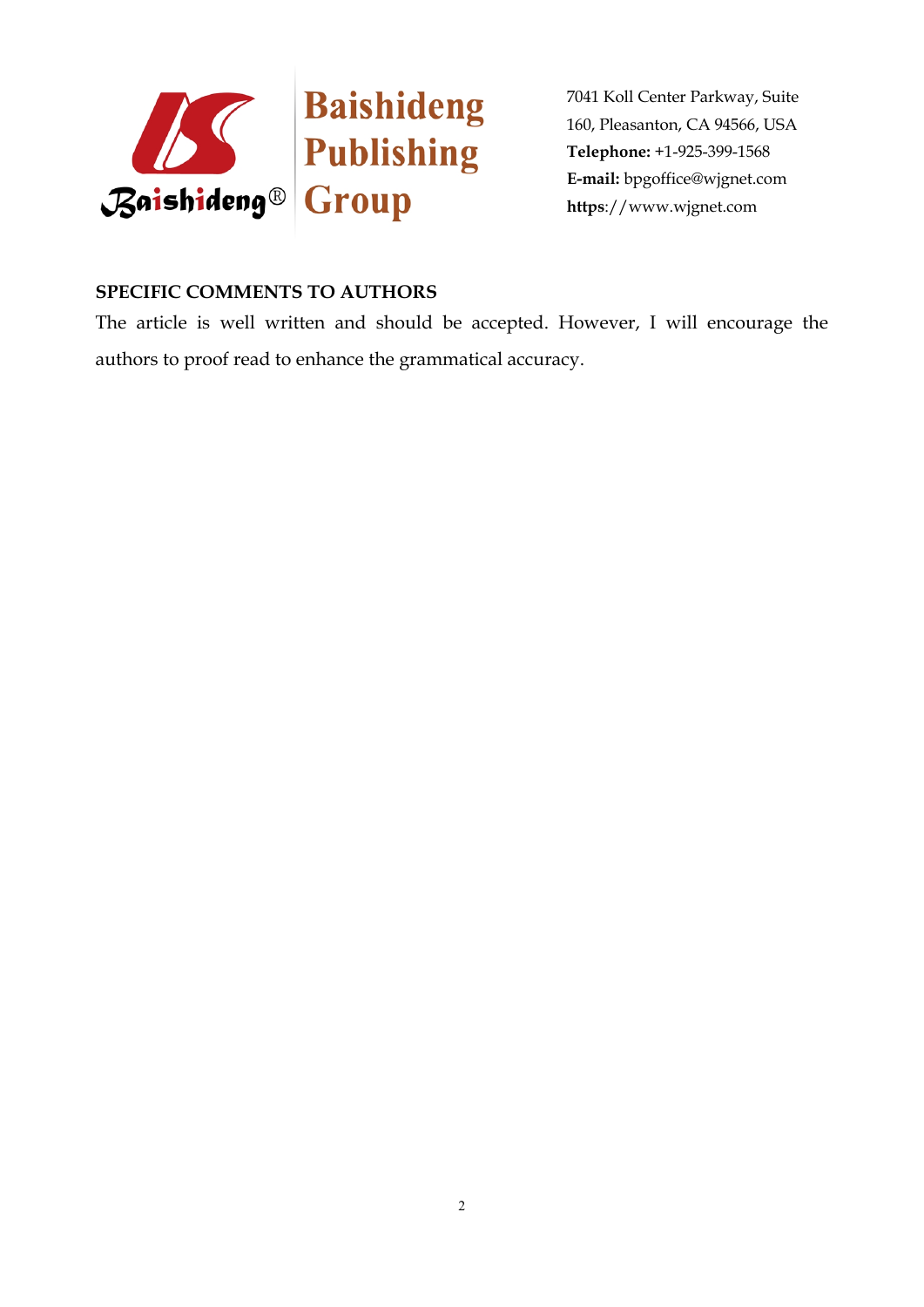## SPECIFIC COMMENTS TO AUTHORS

The article is well written and should be accepted. However, I will encourage the authors to proof read to enhance the grammatical accuracy.